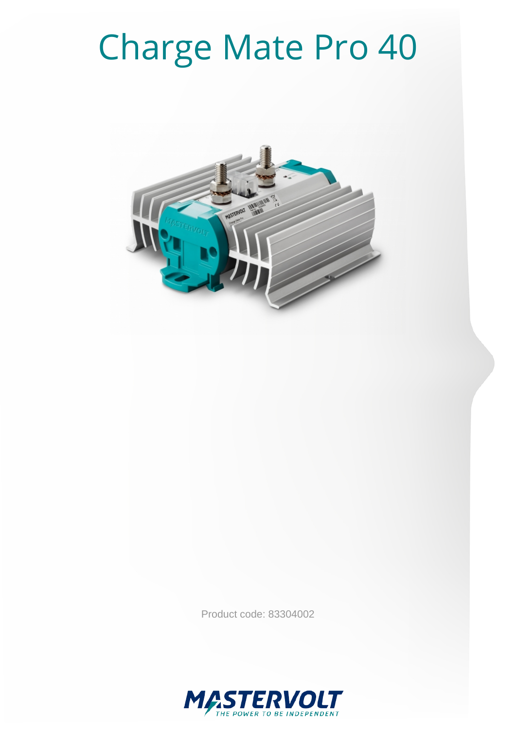# Charge Mate Pro 40

Product code: 83304002

MASTERVOLT
THE POWER TO BE INDEPENDENT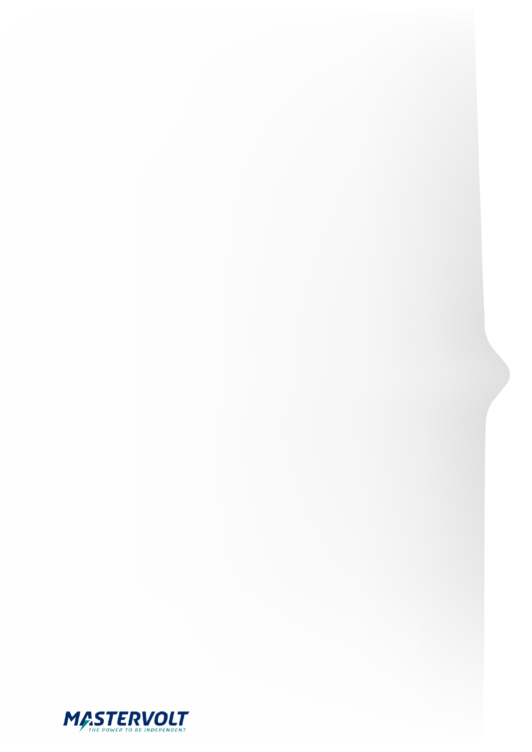MASTERVOLT

THE POWER TO BE INDEPENDENT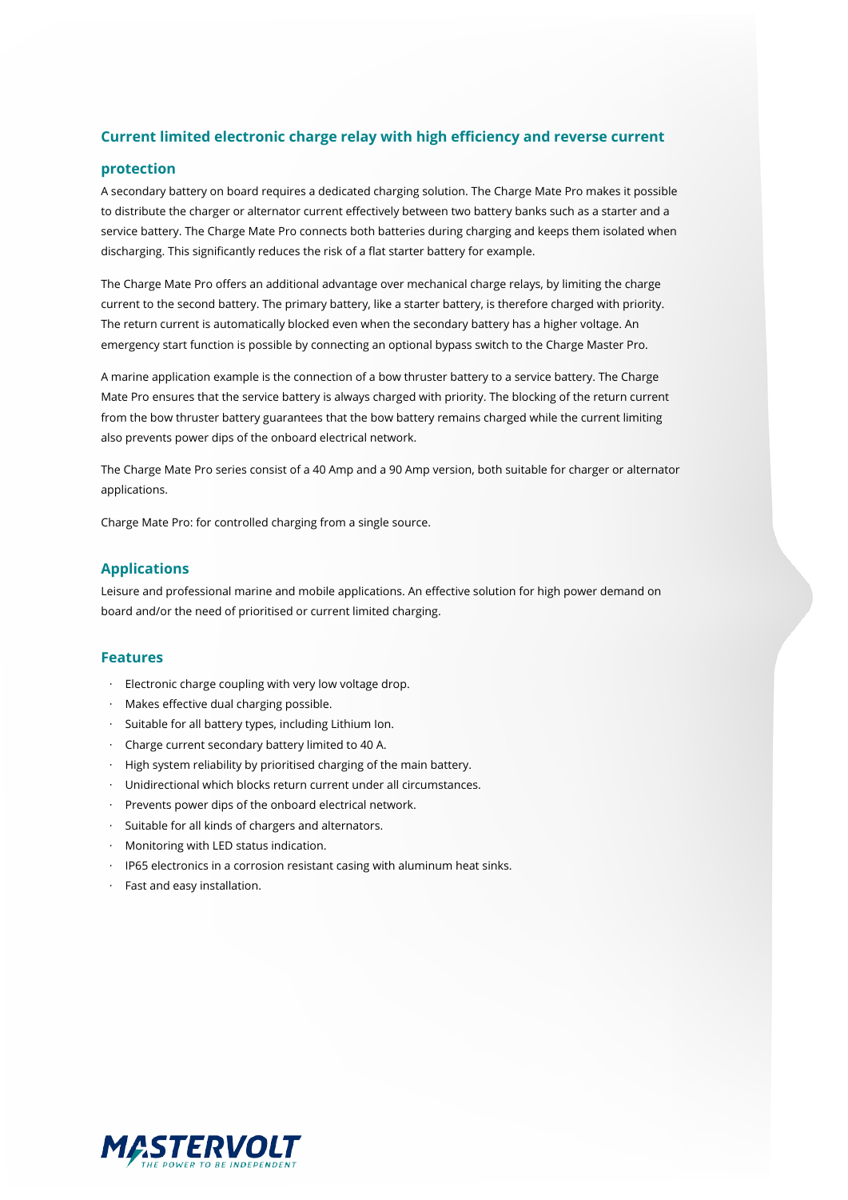## Current limited electronic charge relay with high efficiency and reverse current protection

A secondary battery on board requires a dedicated charging solution. The Charge Mate Pro makes it possible to distribute the charger or alternator current effectively between two battery banks such as a starter and a service battery. The Charge Mate Pro connects both batteries during charging and keeps them isolated when discharging. This significantly reduces the risk of a flat starter battery for example.

The Charge Mate Pro offers an additional advantage over mechanical charge relays, by limiting the charge current to the second battery. The primary battery, like a starter battery, is therefore charged with priority. The return current is automatically blocked even when the secondary battery has a higher voltage. An emergency start function is possible by connecting an optional bypass switch to the Charge Master Pro.

A marine application example is the connection of a bow thruster battery to a service battery. The Charge Mate Pro ensures that the service battery is always charged with priority. The blocking of the return current from the bow thruster battery guarantees that the bow battery remains charged while the current limiting also prevents power dips of the onboard electrical network.

The Charge Mate Pro series consist of a 40 Amp and a 90 Amp version, both suitable for charger or alternator applications.

Charge Mate Pro: for controlled charging from a single source.

## Applications

Leisure and professional marine and mobile applications. An effective solution for high power demand on board and/or the need of prioritised or current limited charging.

## Features

- Electronic charge coupling with very low voltage drop.
- Makes effective dual charging possible.
- Suitable for all battery types, including Lithium Ion.
- Charge current secondary battery limited to 40 A.
- High system reliability by prioritised charging of the main battery.
- Unidirectional which blocks return current under all circumstances.
- Prevents power dips of the onboard electrical network.
- Suitable for all kinds of chargers and alternators.
- Monitoring with LED status indication.
- IP65 electronics in a corrosion resistant casing with aluminum heat sinks.
- Fast and easy installation.

MASTERVOLT
THE POWER TO BE INDEPENDENT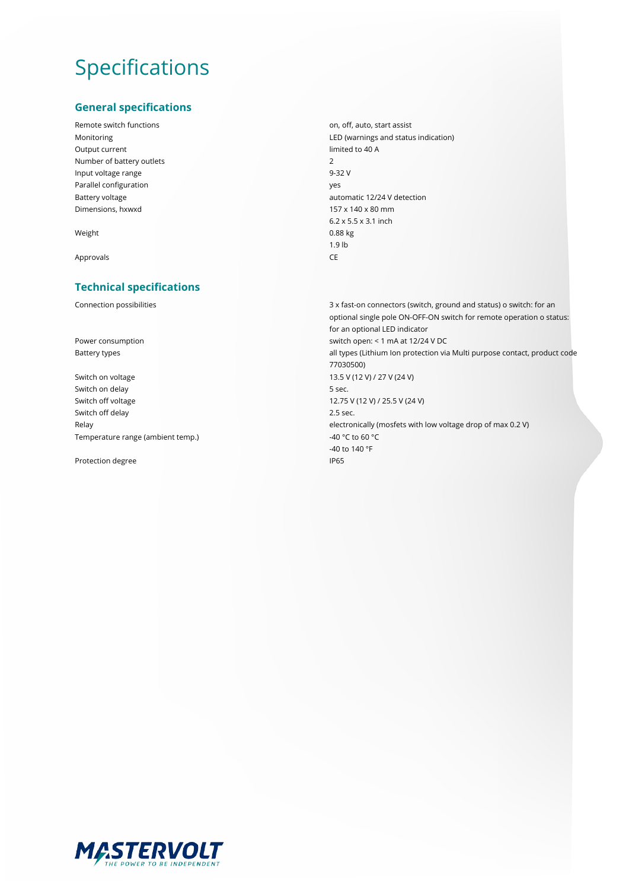# Specifications

## General specifications

| | |
|---|---|
| Remote switch functions | on, off, auto, start assist |
| Monitoring | LED (warnings and status indication) |
| Output current | limited to 40 A |
| Number of battery outlets | 2 |
| Input voltage range | 9-32 V |
| Parallel configuration | yes |
| Battery voltage | automatic 12/24 V detection |
| Dimensions, hxwxd | 157 x 140 x 80 mm<br>6.2 x 5.5 x 3.1 inch |
| Weight | 0.88 kg<br>1.9 lb |
| Approvals | CE |

## Technical specifications

| | |
|---|---|
| Connection possibilities | 3 x fast-on connectors (switch, ground and status) o switch: for an optional single pole ON-OFF-ON switch for remote operation o status: for an optional LED indicator |
| Power consumption | switch open: < 1 mA at 12/24 V DC |
| Battery types | all types (Lithium Ion protection via Multi purpose contact, product code 77030500) |
| Switch on voltage | 13.5 V (12 V) / 27 V (24 V) |
| Switch on delay | 5 sec. |
| Switch off voltage | 12.75 V (12 V) / 25.5 V (24 V) |
| Switch off delay | 2.5 sec. |
| Relay | electronically (mosfets with low voltage drop of max 0.2 V) |
| Temperature range (ambient temp.) | -40 °C to 60 °C<br>-40 to 140 °F |
| Protection degree | IP65 |

MASTERVOLT
THE POWER TO BE INDEPENDENT